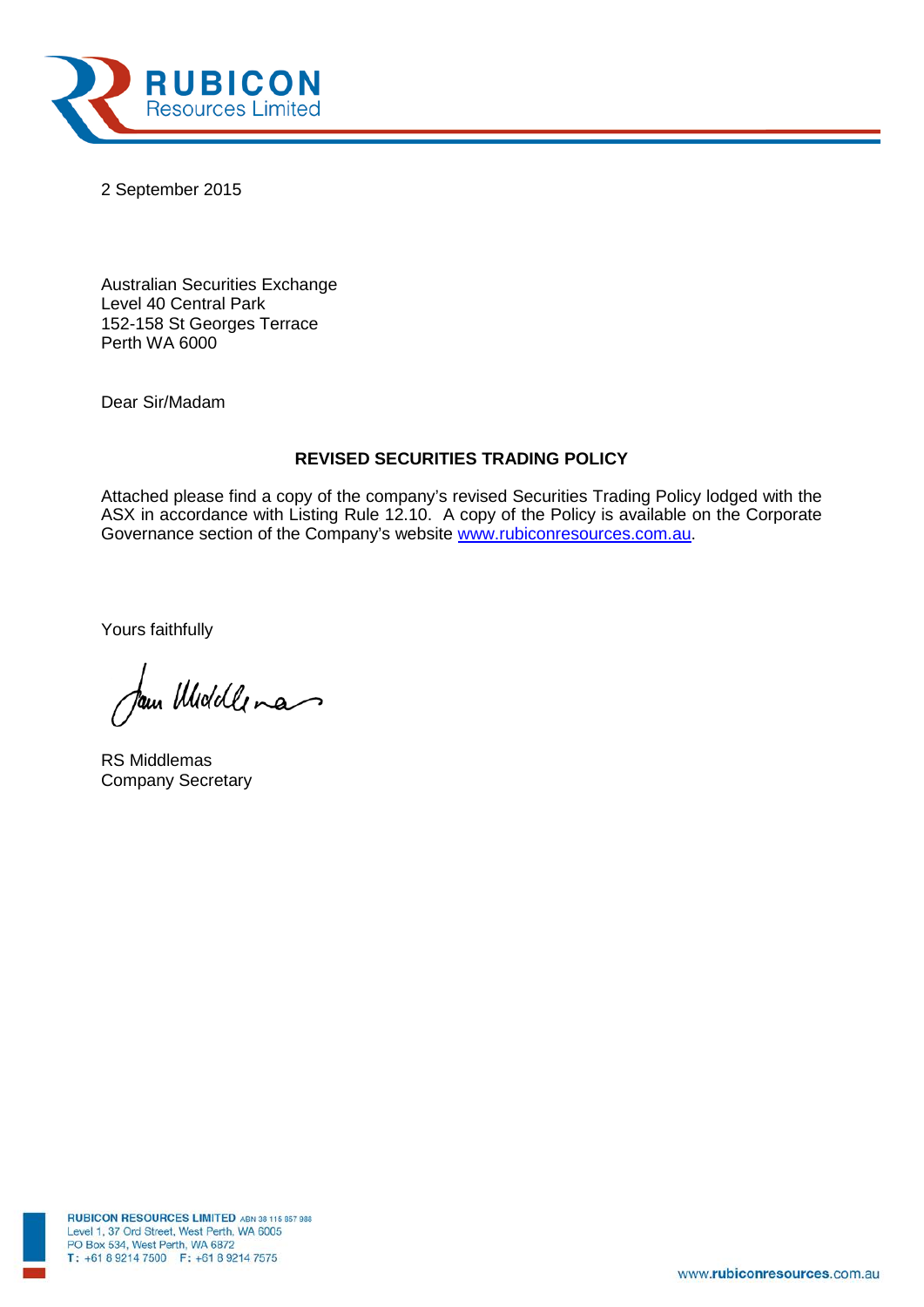**RUBICON**
Resources Limited

2 September 2015

Australian Securities Exchange
Level 40 Central Park
152-158 St Georges Terrace
Perth WA 6000

Dear Sir/Madam

**REVISED SECURITIES TRADING POLICY**

Attached please find a copy of the company's revised Securities Trading Policy lodged with the ASX in accordance with Listing Rule 12.10. A copy of the Policy is available on the Corporate Governance section of the Company's website www.rubiconresources.com.au.

Yours faithfully

RS Middlemas
Company Secretary

**RUBICON RESOURCES LIMITED** ABN 38 115 857 988
Level 1, 37 Ord Street, West Perth, WA 6005
PO Box 534, West Perth, WA 6872
T: +61 8 9214 7500 F: +61 8 9214 7575

www.rubiconresources.com.au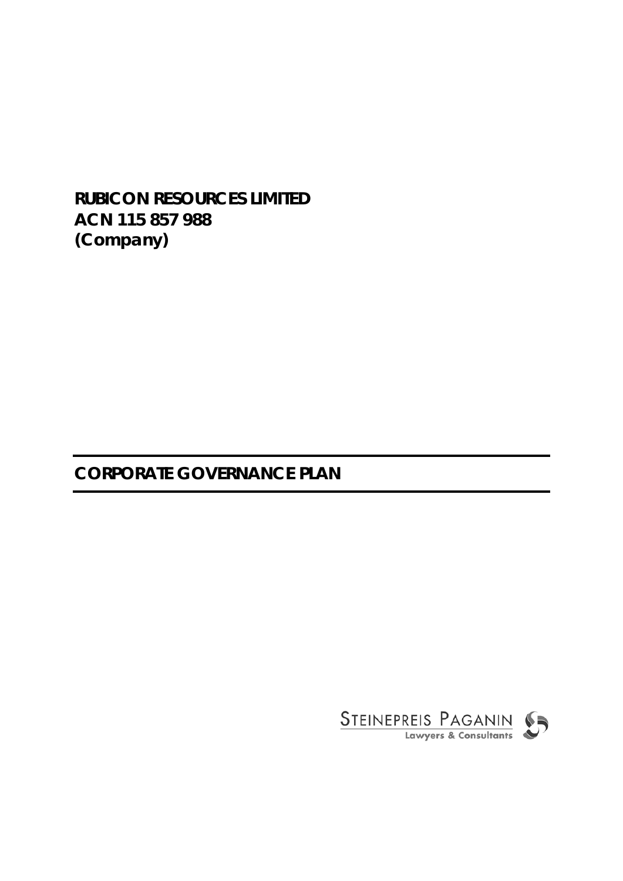**RUBICON RESOURCES LIMITED**
**ACN 115 857 988**
**(Company)**

# CORPORATE GOVERNANCE PLAN

STEINEPREIS PAGANIN
Lawyers & Consultants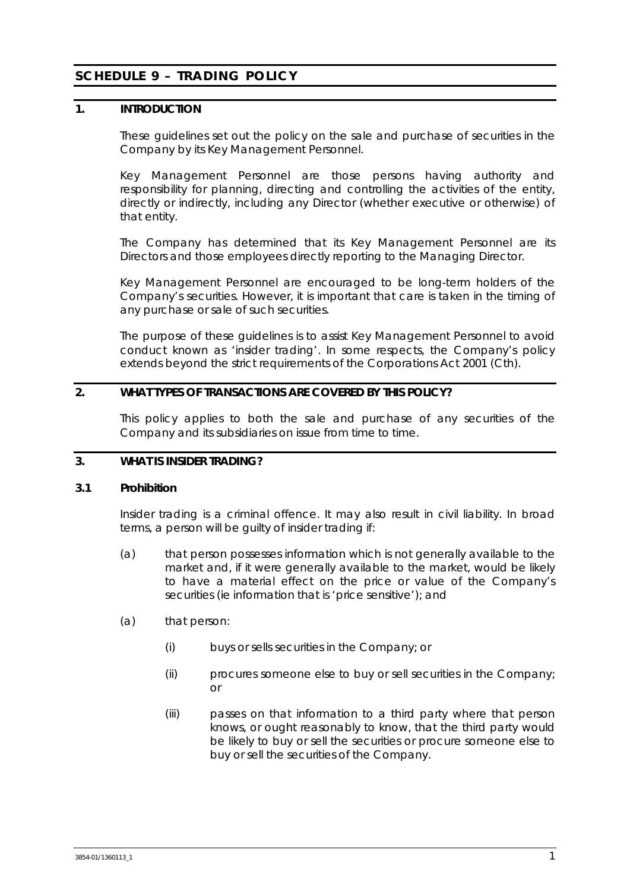# SCHEDULE 9 – TRADING POLICY

## 1. INTRODUCTION

These guidelines set out the policy on the sale and purchase of securities in the Company by its Key Management Personnel.

Key Management Personnel are those persons having authority and responsibility for planning, directing and controlling the activities of the entity, directly or indirectly, including any Director (whether executive or otherwise) of that entity.

The Company has determined that its Key Management Personnel are its Directors and those employees directly reporting to the Managing Director.

Key Management Personnel are encouraged to be long-term holders of the Company's securities. However, it is important that care is taken in the timing of any purchase or sale of such securities.

The purpose of these guidelines is to assist Key Management Personnel to avoid conduct known as 'insider trading'. In some respects, the Company's policy extends beyond the strict requirements of the Corporations Act 2001 (Cth).

## 2. WHAT TYPES OF TRANSACTIONS ARE COVERED BY THIS POLICY?

This policy applies to both the sale and purchase of any securities of the Company and its subsidiaries on issue from time to time.

## 3. WHAT IS INSIDER TRADING?

### 3.1 Prohibition

Insider trading is a criminal offence. It may also result in civil liability. In broad terms, a person will be guilty of insider trading if:

(a) that person possesses information which is not generally available to the market and, if it were generally available to the market, would be likely to have a material effect on the price or value of the Company's securities (ie information that is 'price sensitive'); and

(a) that person:

(i) buys or sells securities in the Company; or

(ii) procures someone else to buy or sell securities in the Company; or

(iii) passes on that information to a third party where that person knows, or ought reasonably to know, that the third party would be likely to buy or sell the securities or procure someone else to buy or sell the securities of the Company.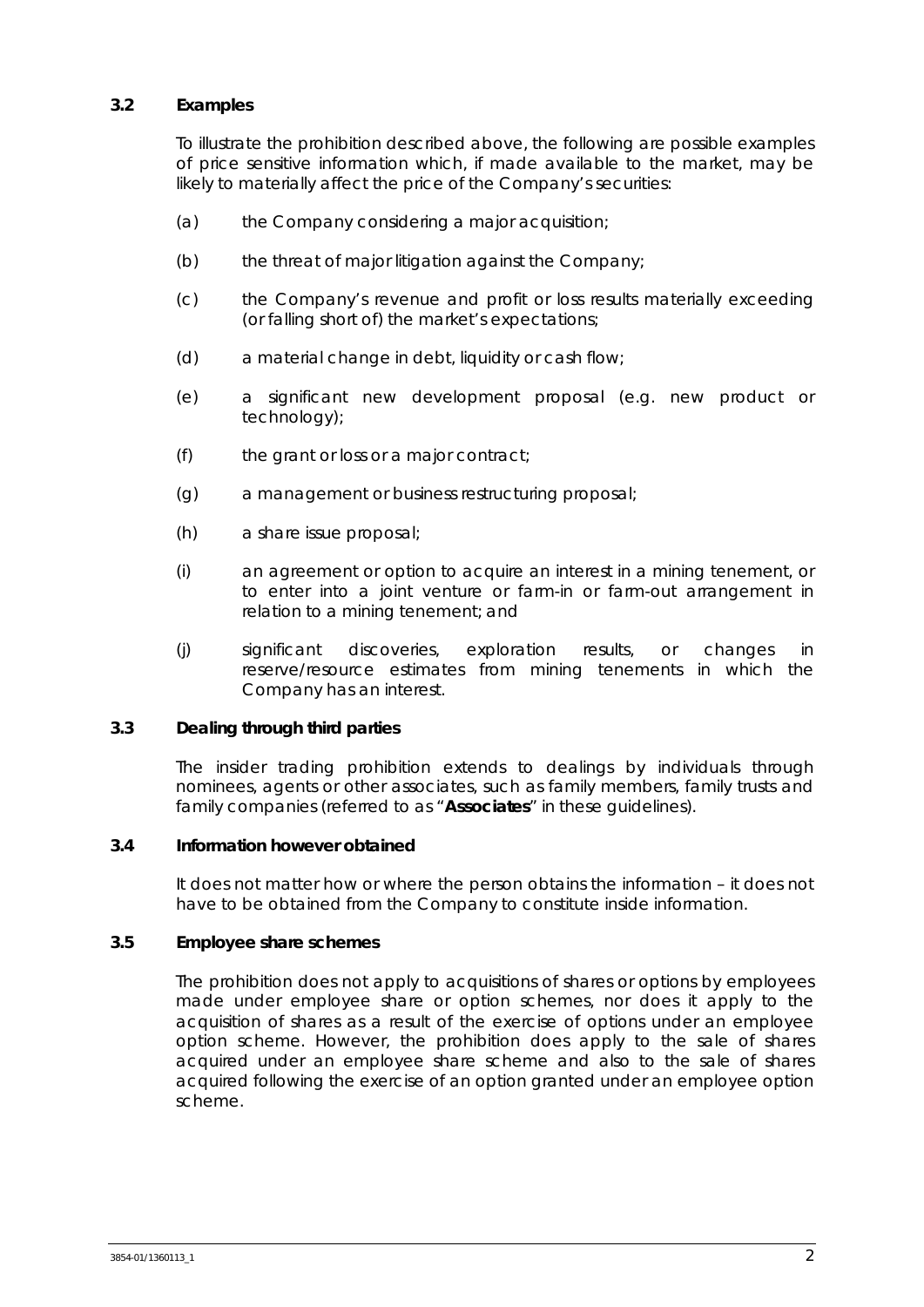### 3.2 Examples

To illustrate the prohibition described above, the following are possible examples of price sensitive information which, if made available to the market, may be likely to materially affect the price of the Company's securities:

(a) the Company considering a major acquisition;

(b) the threat of major litigation against the Company;

(c) the Company's revenue and profit or loss results materially exceeding (or falling short of) the market's expectations;

(d) a material change in debt, liquidity or cash flow;

(e) a significant new development proposal (e.g. new product or technology);

(f) the grant or loss or a major contract;

(g) a management or business restructuring proposal;

(h) a share issue proposal;

(i) an agreement or option to acquire an interest in a mining tenement, or to enter into a joint venture or farm-in or farm-out arrangement in relation to a mining tenement; and

(j) significant discoveries, exploration results, or changes in reserve/resource estimates from mining tenements in which the Company has an interest.

### 3.3 Dealing through third parties

The insider trading prohibition extends to dealings by individuals through nominees, agents or other associates, such as family members, family trusts and family companies (referred to as "**Associates**" in these guidelines).

### 3.4 Information however obtained

It does not matter how or where the person obtains the information – it does not have to be obtained from the Company to constitute inside information.

### 3.5 Employee share schemes

The prohibition does not apply to acquisitions of shares or options by employees made under employee share or option schemes, nor does it apply to the acquisition of shares as a result of the exercise of options under an employee option scheme. However, the prohibition does apply to the sale of shares acquired under an employee share scheme and also to the sale of shares acquired following the exercise of an option granted under an employee option scheme.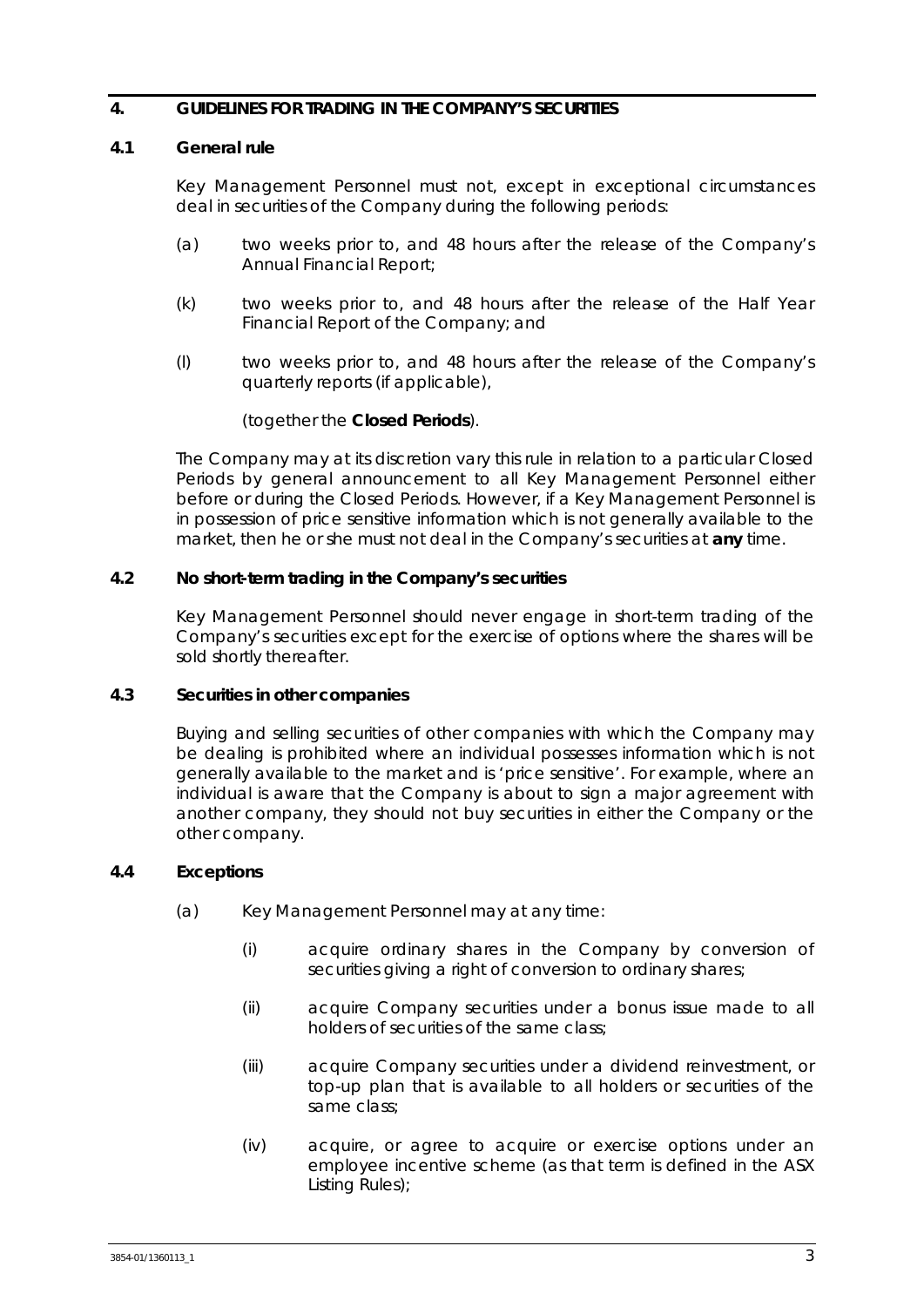## 4. GUIDELINES FOR TRADING IN THE COMPANY'S SECURITIES

### 4.1 General rule

Key Management Personnel must not, except in exceptional circumstances deal in securities of the Company during the following periods:

(a) two weeks prior to, and 48 hours after the release of the Company's Annual Financial Report;

(k) two weeks prior to, and 48 hours after the release of the Half Year Financial Report of the Company; and

(l) two weeks prior to, and 48 hours after the release of the Company's quarterly reports (if applicable),

(together the **Closed Periods**).

The Company may at its discretion vary this rule in relation to a particular Closed Periods by general announcement to all Key Management Personnel either before or during the Closed Periods. However, if a Key Management Personnel is in possession of price sensitive information which is not generally available to the market, then he or she must not deal in the Company's securities at **any** time.

### 4.2 No short-term trading in the Company's securities

Key Management Personnel should never engage in short-term trading of the Company's securities except for the exercise of options where the shares will be sold shortly thereafter.

### 4.3 Securities in other companies

Buying and selling securities of other companies with which the Company may be dealing is prohibited where an individual possesses information which is not generally available to the market and is 'price sensitive'. For example, where an individual is aware that the Company is about to sign a major agreement with another company, they should not buy securities in either the Company or the other company.

### 4.4 Exceptions

(a) Key Management Personnel may at any time:

(i) acquire ordinary shares in the Company by conversion of securities giving a right of conversion to ordinary shares;

(ii) acquire Company securities under a bonus issue made to all holders of securities of the same class;

(iii) acquire Company securities under a dividend reinvestment, or top-up plan that is available to all holders or securities of the same class;

(iv) acquire, or agree to acquire or exercise options under an employee incentive scheme (as that term is defined in the ASX Listing Rules);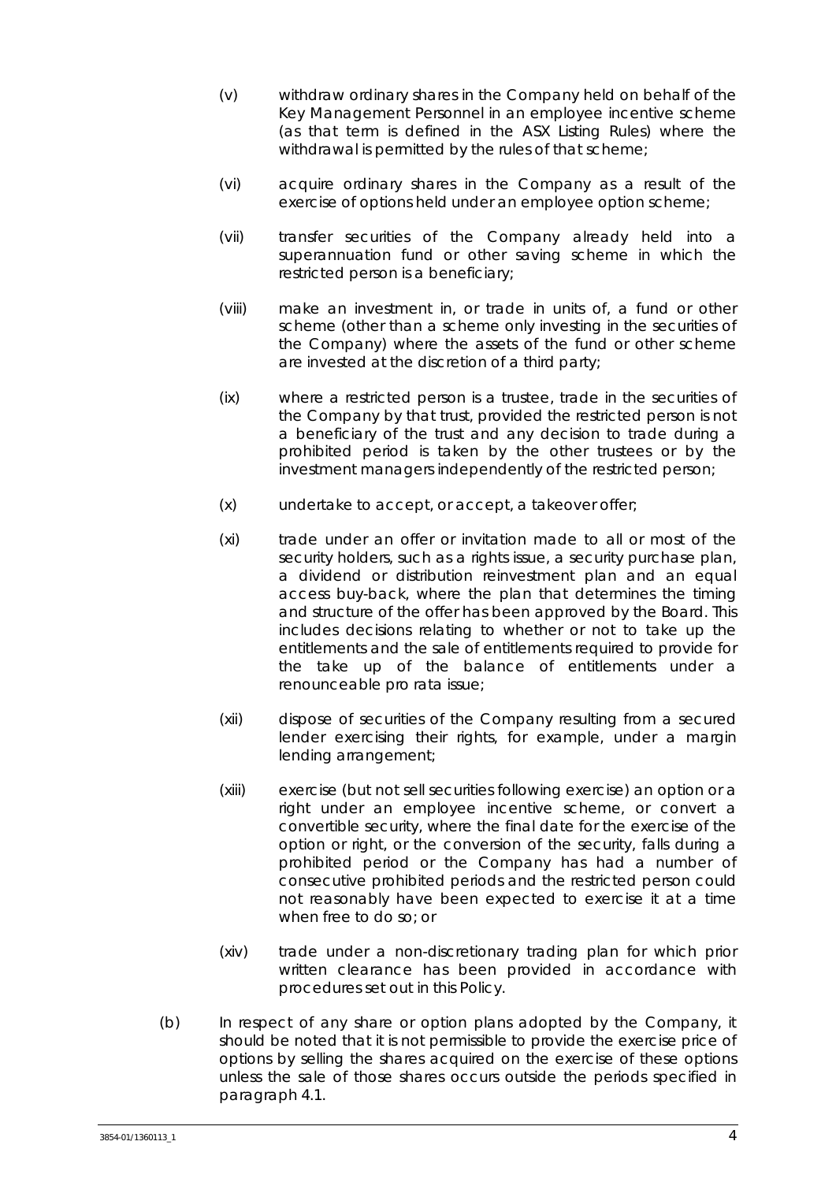(v) withdraw ordinary shares in the Company held on behalf of the Key Management Personnel in an employee incentive scheme (as that term is defined in the ASX Listing Rules) where the withdrawal is permitted by the rules of that scheme;

(vi) acquire ordinary shares in the Company as a result of the exercise of options held under an employee option scheme;

(vii) transfer securities of the Company already held into a superannuation fund or other saving scheme in which the restricted person is a beneficiary;

(viii) make an investment in, or trade in units of, a fund or other scheme (other than a scheme only investing in the securities of the Company) where the assets of the fund or other scheme are invested at the discretion of a third party;

(ix) where a restricted person is a trustee, trade in the securities of the Company by that trust, provided the restricted person is not a beneficiary of the trust and any decision to trade during a prohibited period is taken by the other trustees or by the investment managers independently of the restricted person;

(x) undertake to accept, or accept, a takeover offer;

(xi) trade under an offer or invitation made to all or most of the security holders, such as a rights issue, a security purchase plan, a dividend or distribution reinvestment plan and an equal access buy-back, where the plan that determines the timing and structure of the offer has been approved by the Board. This includes decisions relating to whether or not to take up the entitlements and the sale of entitlements required to provide for the take up of the balance of entitlements under a renounceable pro rata issue;

(xii) dispose of securities of the Company resulting from a secured lender exercising their rights, for example, under a margin lending arrangement;

(xiii) exercise (but not sell securities following exercise) an option or a right under an employee incentive scheme, or convert a convertible security, where the final date for the exercise of the option or right, or the conversion of the security, falls during a prohibited period or the Company has had a number of consecutive prohibited periods and the restricted person could not reasonably have been expected to exercise it at a time when free to do so; or

(xiv) trade under a non-discretionary trading plan for which prior written clearance has been provided in accordance with procedures set out in this Policy.

(b) In respect of any share or option plans adopted by the Company, it should be noted that it is not permissible to provide the exercise price of options by selling the shares acquired on the exercise of these options unless the sale of those shares occurs outside the periods specified in paragraph 4.1.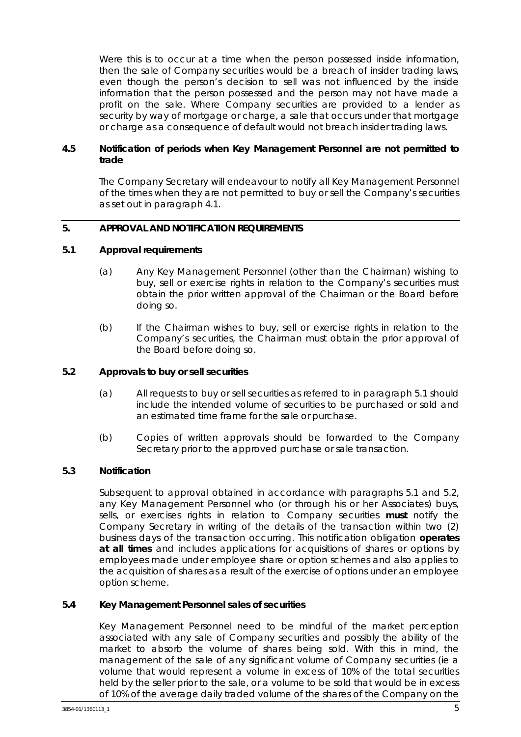Were this is to occur at a time when the person possessed inside information, then the sale of Company securities would be a breach of insider trading laws, even though the person's decision to sell was not influenced by the inside information that the person possessed and the person may not have made a profit on the sale. Where Company securities are provided to a lender as security by way of mortgage or charge, a sale that occurs under that mortgage or charge as a consequence of default would not breach insider trading laws.

### 4.5 Notification of periods when Key Management Personnel are not permitted to trade

The Company Secretary will endeavour to notify all Key Management Personnel of the times when they are not permitted to buy or sell the Company's securities as set out in paragraph 4.1.

## 5. APPROVAL AND NOTIFICATION REQUIREMENTS

### 5.1 Approval requirements

(a) Any Key Management Personnel (other than the Chairman) wishing to buy, sell or exercise rights in relation to the Company's securities must obtain the prior written approval of the Chairman or the Board before doing so.

(b) If the Chairman wishes to buy, sell or exercise rights in relation to the Company's securities, the Chairman must obtain the prior approval of the Board before doing so.

### 5.2 Approvals to buy or sell securities

(a) All requests to buy or sell securities as referred to in paragraph 5.1 should include the intended volume of securities to be purchased or sold and an estimated time frame for the sale or purchase.

(b) Copies of written approvals should be forwarded to the Company Secretary prior to the approved purchase or sale transaction.

### 5.3 Notification

Subsequent to approval obtained in accordance with paragraphs 5.1 and 5.2, any Key Management Personnel who (or through his or her Associates) buys, sells, or exercises rights in relation to Company securities **must** notify the Company Secretary in writing of the details of the transaction within two (2) business days of the transaction occurring. This notification obligation **operates at all times** and includes applications for acquisitions of shares or options by employees made under employee share or option schemes and also applies to the acquisition of shares as a result of the exercise of options under an employee option scheme.

### 5.4 Key Management Personnel sales of securities

Key Management Personnel need to be mindful of the market perception associated with any sale of Company securities and possibly the ability of the market to absorb the volume of shares being sold. With this in mind, the management of the sale of any significant volume of Company securities (ie a volume that would represent a volume in excess of 10% of the total securities held by the seller prior to the sale, or a volume to be sold that would be in excess of 10% of the average daily traded volume of the shares of the Company on the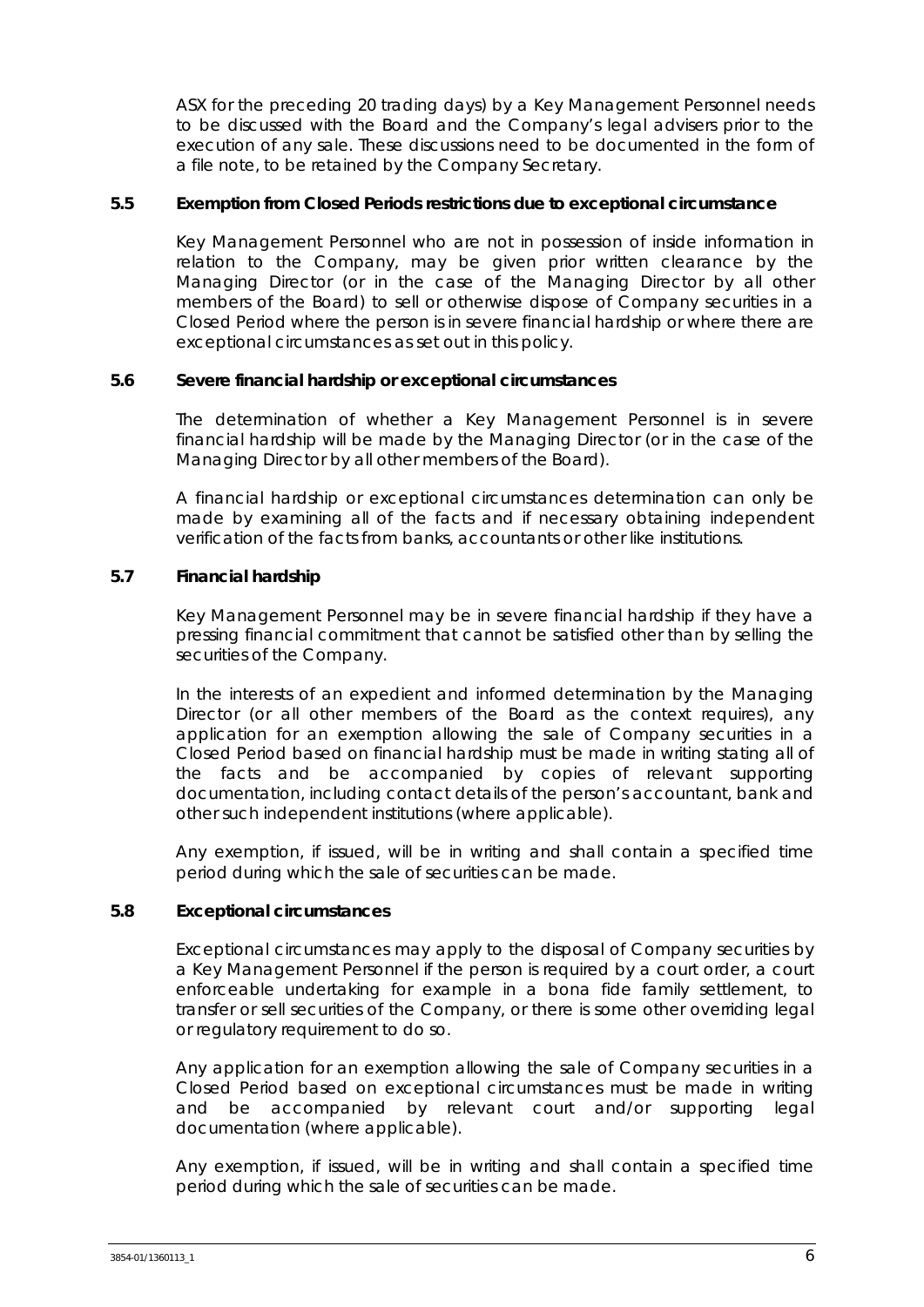ASX for the preceding 20 trading days) by a Key Management Personnel needs to be discussed with the Board and the Company's legal advisers prior to the execution of any sale. These discussions need to be documented in the form of a file note, to be retained by the Company Secretary.

### 5.5 Exemption from Closed Periods restrictions due to exceptional circumstance

Key Management Personnel who are not in possession of inside information in relation to the Company, may be given prior written clearance by the Managing Director (or in the case of the Managing Director by all other members of the Board) to sell or otherwise dispose of Company securities in a Closed Period where the person is in severe financial hardship or where there are exceptional circumstances as set out in this policy.

### 5.6 Severe financial hardship or exceptional circumstances

The determination of whether a Key Management Personnel is in severe financial hardship will be made by the Managing Director (or in the case of the Managing Director by all other members of the Board).

A financial hardship or exceptional circumstances determination can only be made by examining all of the facts and if necessary obtaining independent verification of the facts from banks, accountants or other like institutions.

### 5.7 Financial hardship

Key Management Personnel may be in severe financial hardship if they have a pressing financial commitment that cannot be satisfied other than by selling the securities of the Company.

In the interests of an expedient and informed determination by the Managing Director (or all other members of the Board as the context requires), any application for an exemption allowing the sale of Company securities in a Closed Period based on financial hardship must be made in writing stating all of the facts and be accompanied by copies of relevant supporting documentation, including contact details of the person's accountant, bank and other such independent institutions (where applicable).

Any exemption, if issued, will be in writing and shall contain a specified time period during which the sale of securities can be made.

### 5.8 Exceptional circumstances

Exceptional circumstances may apply to the disposal of Company securities by a Key Management Personnel if the person is required by a court order, a court enforceable undertaking for example in a bona fide family settlement, to transfer or sell securities of the Company, or there is some other overriding legal or regulatory requirement to do so.

Any application for an exemption allowing the sale of Company securities in a Closed Period based on exceptional circumstances must be made in writing and be accompanied by relevant court and/or supporting legal documentation (where applicable).

Any exemption, if issued, will be in writing and shall contain a specified time period during which the sale of securities can be made.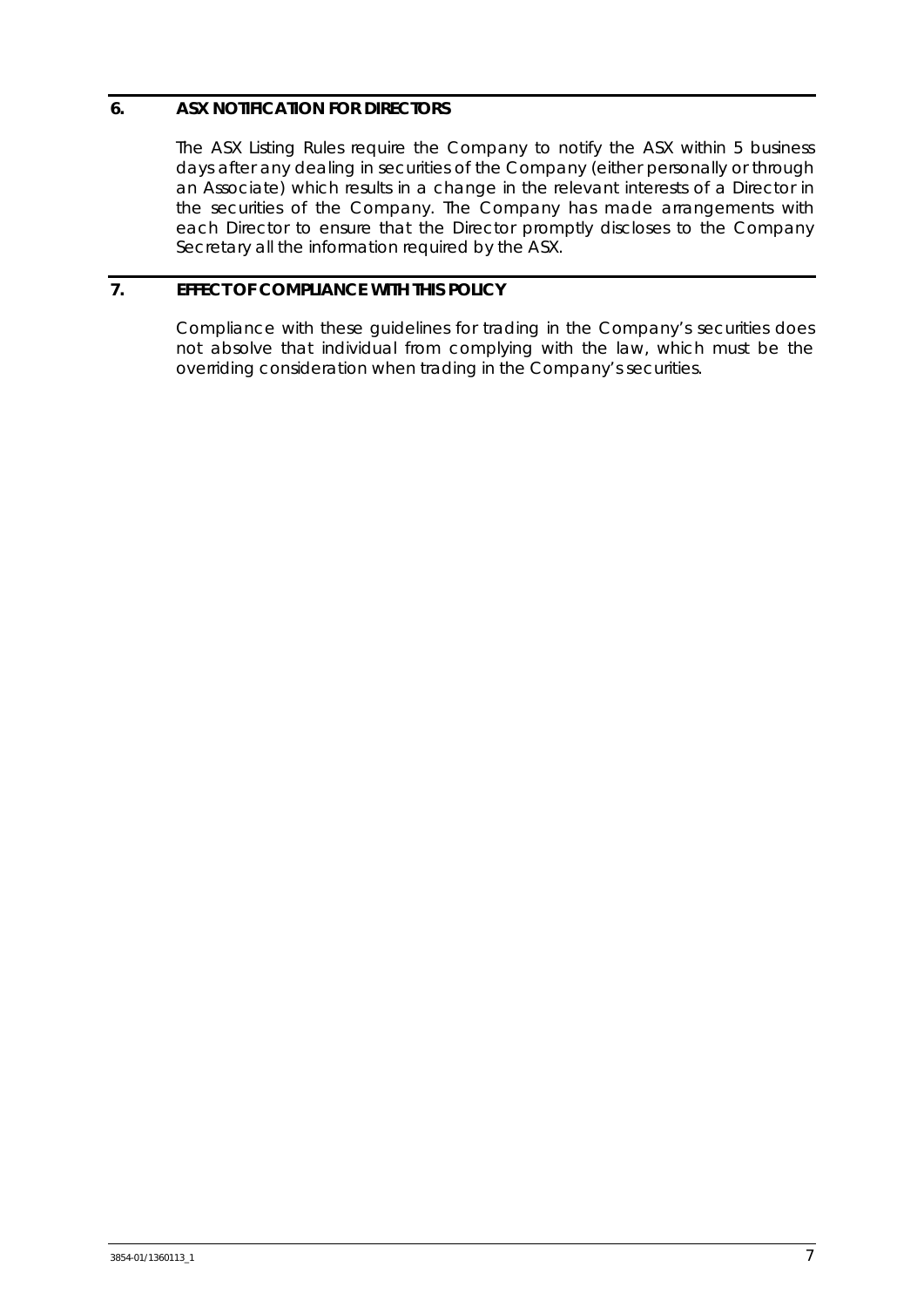## 6. ASX NOTIFICATION FOR DIRECTORS

The ASX Listing Rules require the Company to notify the ASX within 5 business days after any dealing in securities of the Company (either personally or through an Associate) which results in a change in the relevant interests of a Director in the securities of the Company. The Company has made arrangements with each Director to ensure that the Director promptly discloses to the Company Secretary all the information required by the ASX.

## 7. EFFECT OF COMPLIANCE WITH THIS POLICY

Compliance with these guidelines for trading in the Company's securities does not absolve that individual from complying with the law, which must be the overriding consideration when trading in the Company's securities.